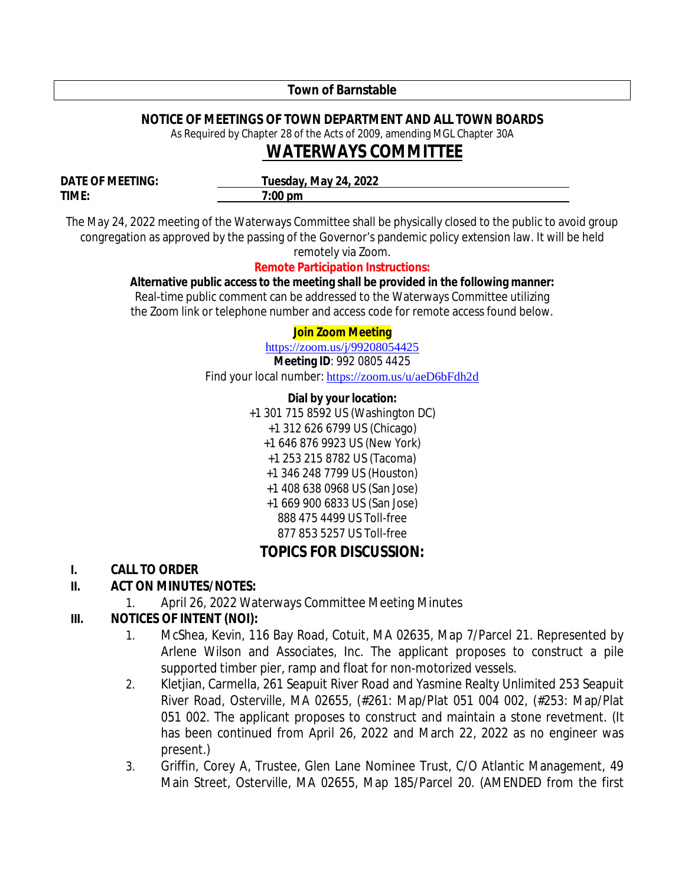**Town of Barnstable**

**NOTICE OF MEETINGS OF TOWN DEPARTMENT AND ALL TOWN BOARDS**

As Required by Chapter 28 of the Acts of 2009, amending MGL Chapter 30A

# WATERWAYS COMMITTEE

**DATE OF MEETING:** **Tuesday, May 24, 2022**

**TIME:** **7:00 pm**

The May 24, 2022 meeting of the Waterways Committee shall be physically closed to the public to avoid group congregation as approved by the passing of the Governor's pandemic policy extension law. It will be held remotely via Zoom.

**Remote Participation Instructions:**

**Alternative public access to the meeting shall be provided in the following manner:**

Real-time public comment can be addressed to the Waterways Committee utilizing the Zoom link or telephone number and access code for remote access found below.

**Join Zoom Meeting**

https://zoom.us/j/99208054425

**Meeting ID**: 992 0805 4425

Find your local number: https://zoom.us/u/aeD6bFdh2d

**Dial by your location:**

+1 301 715 8592 US (Washington DC)
+1 312 626 6799 US (Chicago)
+1 646 876 9923 US (New York)
+1 253 215 8782 US (Tacoma)
+1 346 248 7799 US (Houston)
+1 408 638 0968 US (San Jose)
+1 669 900 6833 US (San Jose)
888 475 4499 US Toll-free
877 853 5257 US Toll-free

## TOPICS FOR DISCUSSION:

**I. CALL TO ORDER**

**II. ACT ON MINUTES/NOTES:**

1. April 26, 2022 Waterways Committee Meeting Minutes

**III. NOTICES OF INTENT (NOI):**

1. McShea, Kevin, 116 Bay Road, Cotuit, MA 02635, Map 7/Parcel 21. Represented by Arlene Wilson and Associates, Inc. The applicant proposes to construct a pile supported timber pier, ramp and float for non-motorized vessels.
2. Kletjian, Carmella, 261 Seapuit River Road and Yasmine Realty Unlimited 253 Seapuit River Road, Osterville, MA 02655, (#261: Map/Plat 051 004 002, (#253: Map/Plat 051 002. The applicant proposes to construct and maintain a stone revetment. (It has been continued from April 26, 2022 and March 22, 2022 as no engineer was present.)
3. Griffin, Corey A, Trustee, Glen Lane Nominee Trust, C/O Atlantic Management, 49 Main Street, Osterville, MA 02655, Map 185/Parcel 20. (AMENDED from the first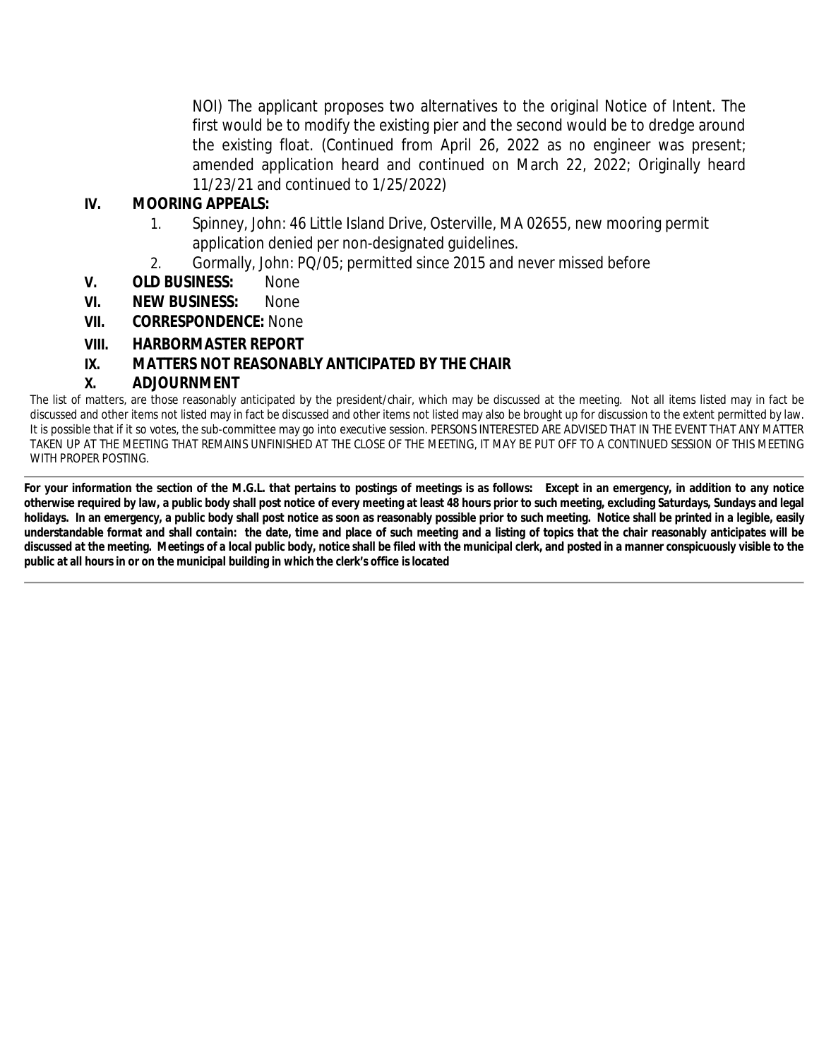NOI) The applicant proposes two alternatives to the original Notice of Intent. The first would be to modify the existing pier and the second would be to dredge around the existing float. (Continued from April 26, 2022 as no engineer was present; amended application heard and continued on March 22, 2022; Originally heard 11/23/21 and continued to 1/25/2022)

**IV. MOORING APPEALS:**

1. Spinney, John: 46 Little Island Drive, Osterville, MA 02655, new mooring permit application denied per non-designated guidelines.
2. Gormally, John: PQ/05; permitted since 2015 and never missed before

**V. OLD BUSINESS:** None

**VI. NEW BUSINESS:** None

**VII. CORRESPONDENCE:** None

**VIII. HARBORMASTER REPORT**

**IX. MATTERS NOT REASONABLY ANTICIPATED BY THE CHAIR**

**X. ADJOURNMENT**

The list of matters, are those reasonably anticipated by the president/chair, which may be discussed at the meeting. Not all items listed may in fact be discussed and other items not listed may in fact be discussed and other items not listed may also be brought up for discussion to the extent permitted by law. It is possible that if it so votes, the sub-committee may go into executive session. PERSONS INTERESTED ARE ADVISED THAT IN THE EVENT THAT ANY MATTER TAKEN UP AT THE MEETING THAT REMAINS UNFINISHED AT THE CLOSE OF THE MEETING, IT MAY BE PUT OFF TO A CONTINUED SESSION OF THIS MEETING WITH PROPER POSTING.

---

**For your information the section of the M.G.L. that pertains to postings of meetings is as follows: Except in an emergency, in addition to any notice otherwise required by law, a public body shall post notice of every meeting at least 48 hours prior to such meeting, excluding Saturdays, Sundays and legal holidays. In an emergency, a public body shall post notice as soon as reasonably possible prior to such meeting. Notice shall be printed in a legible, easily understandable format and shall contain: the date, time and place of such meeting and a listing of topics that the chair reasonably anticipates will be discussed at the meeting. Meetings of a local public body, notice shall be filed with the municipal clerk, and posted in a manner conspicuously visible to the public at all hours in or on the municipal building in which the clerk's office is located**

---